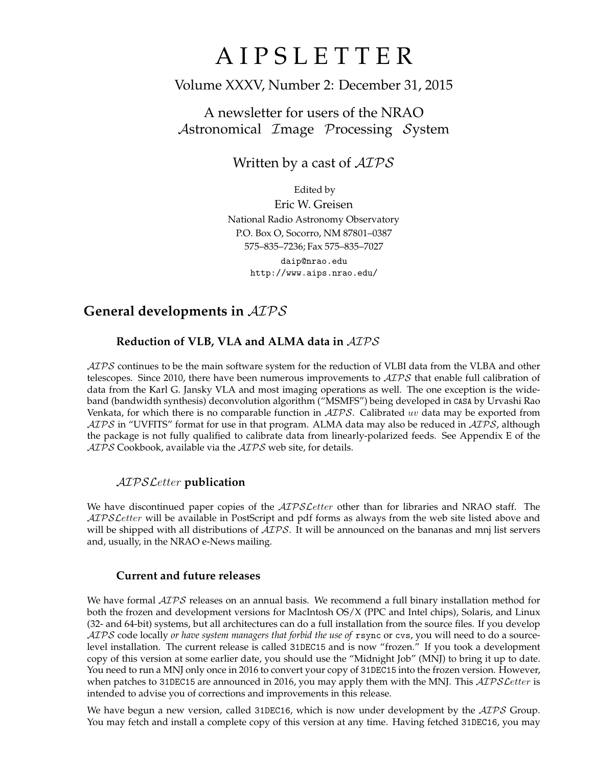# AIPSLETTER

Volume XXXV, Number 2: December 31, 2015

A newsletter for users of the NRAO
*Astronomical Image Processing System*

Written by a cast of *AIPS*

Edited by
Eric W. Greisen
National Radio Astronomy Observatory
P.O. Box O, Socorro, NM 87801–0387
575–835–7236; Fax 575–835–7027
daip@nrao.edu
http://www.aips.nrao.edu/

## General developments in *AIPS*

### Reduction of VLB, VLA and ALMA data in *AIPS*

*AIPS* continues to be the main software system for the reduction of VLBI data from the VLBA and other telescopes. Since 2010, there have been numerous improvements to *AIPS* that enable full calibration of data from the Karl G. Jansky VLA and most imaging operations as well. The one exception is the wide-band (bandwidth synthesis) deconvolution algorithm ("MSMFS") being developed in CASA by Urvashi Rao Venkata, for which there is no comparable function in *AIPS*. Calibrated $uv$ data may be exported from *AIPS* in "UVFITS" format for use in that program. ALMA data may also be reduced in *AIPS*, although the package is not fully qualified to calibrate data from linearly-polarized feeds. See Appendix E of the *AIPS* Cookbook, available via the *AIPS* web site, for details.

### *AIPSLetter* publication

We have discontinued paper copies of the *AIPSLetter* other than for libraries and NRAO staff. The *AIPSLetter* will be available in PostScript and pdf forms as always from the web site listed above and will be shipped with all distributions of *AIPS*. It will be announced on the bananas and mnj list servers and, usually, in the NRAO e-News mailing.

### Current and future releases

We have formal *AIPS* releases on an annual basis. We recommend a full binary installation method for both the frozen and development versions for MacIntosh OS/X (PPC and Intel chips), Solaris, and Linux (32- and 64-bit) systems, but all architectures can do a full installation from the source files. If you develop *AIPS* code locally *or have system managers that forbid the use of* rsync or cvs, you will need to do a source-level installation. The current release is called 31DEC15 and is now "frozen." If you took a development copy of this version at some earlier date, you should use the "Midnight Job" (MNJ) to bring it up to date. You need to run a MNJ only once in 2016 to convert your copy of 31DEC15 into the frozen version. However, when patches to 31DEC15 are announced in 2016, you may apply them with the MNJ. This *AIPSLetter* is intended to advise you of corrections and improvements in this release.

We have begun a new version, called 31DEC16, which is now under development by the *AIPS* Group. You may fetch and install a complete copy of this version at any time. Having fetched 31DEC16, you may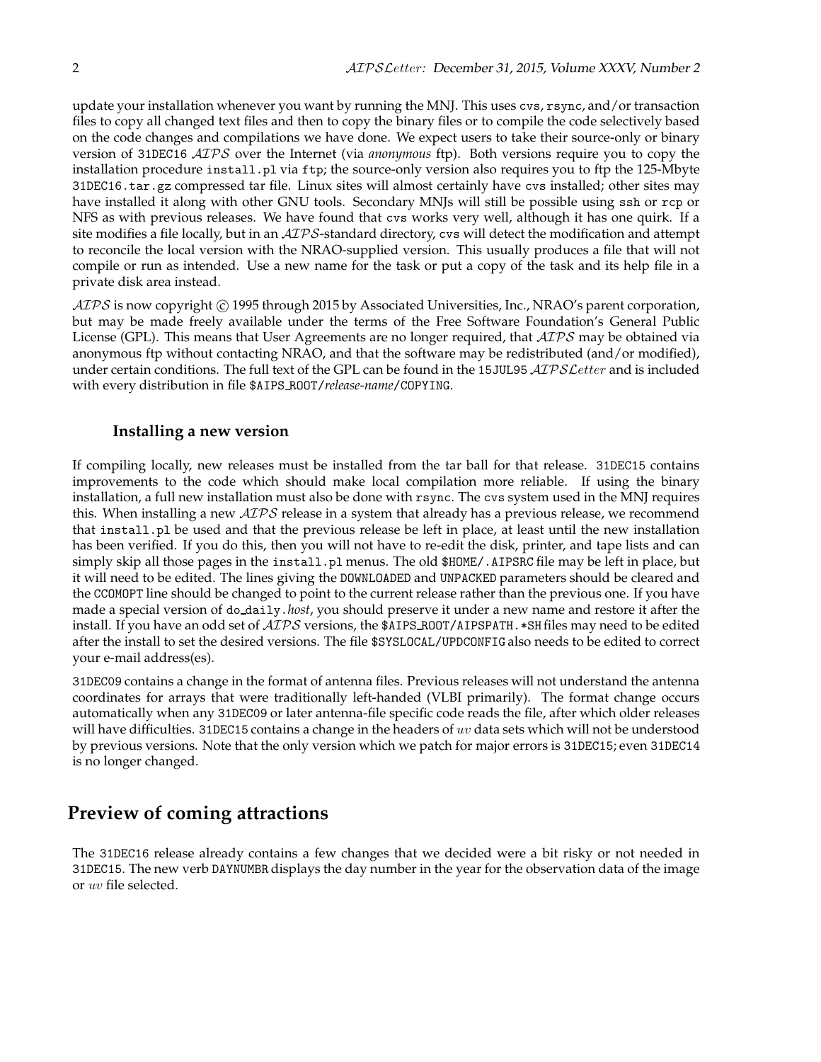update your installation whenever you want by running the MNJ. This uses cvs, rsync, and/or transaction files to copy all changed text files and then to copy the binary files or to compile the code selectively based on the code changes and compilations we have done. We expect users to take their source-only or binary version of 31DEC16 $\mathcal{AIPS}$ over the Internet (via *anonymous* ftp). Both versions require you to copy the installation procedure install.pl via ftp; the source-only version also requires you to ftp the 125-Mbyte 31DEC16.tar.gz compressed tar file. Linux sites will almost certainly have cvs installed; other sites may have installed it along with other GNU tools. Secondary MNJs will still be possible using ssh or rcp or NFS as with previous releases. We have found that cvs works very well, although it has one quirk. If a site modifies a file locally, but in an $\mathcal{AIPS}$-standard directory, cvs will detect the modification and attempt to reconcile the local version with the NRAO-supplied version. This usually produces a file that will not compile or run as intended. Use a new name for the task or put a copy of the task and its help file in a private disk area instead.

$\mathcal{AIPS}$ is now copyright © 1995 through 2015 by Associated Universities, Inc., NRAO's parent corporation, but may be made freely available under the terms of the Free Software Foundation's General Public License (GPL). This means that User Agreements are no longer required, that $\mathcal{AIPS}$ may be obtained via anonymous ftp without contacting NRAO, and that the software may be redistributed (and/or modified), under certain conditions. The full text of the GPL can be found in the 15JUL95 $\mathcal{AIPS}\mathcal{L}etter$ and is included with every distribution in file $AIPS_ROOT/*release-name*/COPYING.

### Installing a new version

If compiling locally, new releases must be installed from the tar ball for that release. 31DEC15 contains improvements to the code which should make local compilation more reliable. If using the binary installation, a full new installation must also be done with rsync. The cvs system used in the MNJ requires this. When installing a new $\mathcal{AIPS}$ release in a system that already has a previous release, we recommend that install.pl be used and that the previous release be left in place, at least until the new installation has been verified. If you do this, then you will not have to re-edit the disk, printer, and tape lists and can simply skip all those pages in the install.pl menus. The old $HOME/.AIPSRC file may be left in place, but it will need to be edited. The lines giving the DOWNLOADED and UNPACKED parameters should be cleared and the CCOMOPT line should be changed to point to the current release rather than the previous one. If you have made a special version of do_daily.*host*, you should preserve it under a new name and restore it after the install. If you have an odd set of $\mathcal{AIPS}$ versions, the $AIPS_ROOT/AIPSPATH.*SH files may need to be edited after the install to set the desired versions. The file $SYSLOCAL/UPDCONFIG also needs to be edited to correct your e-mail address(es).

31DEC09 contains a change in the format of antenna files. Previous releases will not understand the antenna coordinates for arrays that were traditionally left-handed (VLBI primarily). The format change occurs automatically when any 31DEC09 or later antenna-file specific code reads the file, after which older releases will have difficulties. 31DEC15 contains a change in the headers of $uv$ data sets which will not be understood by previous versions. Note that the only version which we patch for major errors is 31DEC15; even 31DEC14 is no longer changed.

## Preview of coming attractions

The 31DEC16 release already contains a few changes that we decided were a bit risky or not needed in 31DEC15. The new verb DAYNUMBR displays the day number in the year for the observation data of the image or $uv$ file selected.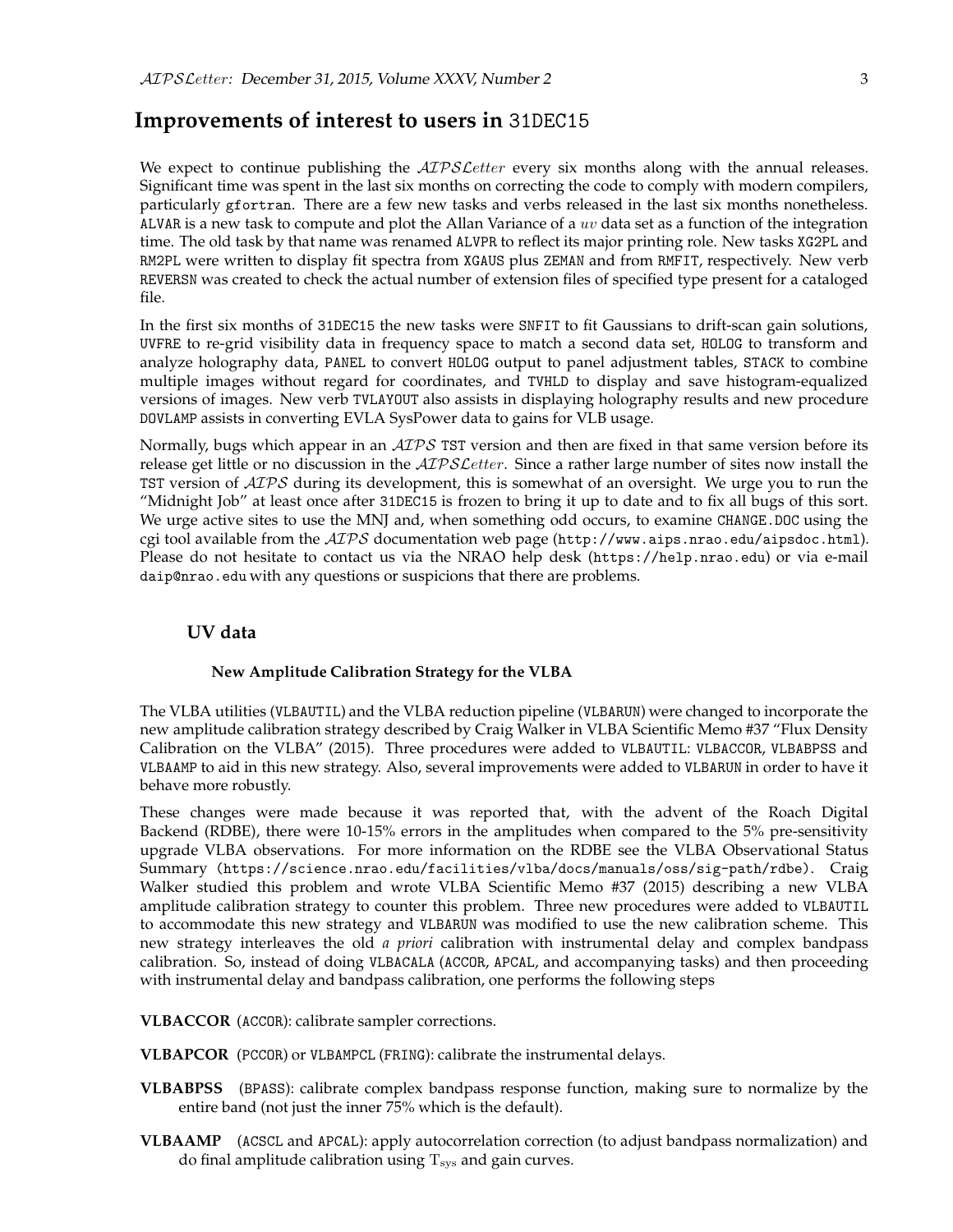## Improvements of interest to users in 31DEC15

We expect to continue publishing the *AIPSLetter* every six months along with the annual releases. Significant time was spent in the last six months on correcting the code to comply with modern compilers, particularly gfortran. There are a few new tasks and verbs released in the last six months nonetheless. ALVAR is a new task to compute and plot the Allan Variance of a *uv* data set as a function of the integration time. The old task by that name was renamed ALVPR to reflect its major printing role. New tasks XG2PL and RM2PL were written to display fit spectra from XGAUS plus ZEMAN and from RMFIT, respectively. New verb REVERSN was created to check the actual number of extension files of specified type present for a cataloged file.

In the first six months of 31DEC15 the new tasks were SNFIT to fit Gaussians to drift-scan gain solutions, UVFRE to re-grid visibility data in frequency space to match a second data set, HOLOG to transform and analyze holography data, PANEL to convert HOLOG output to panel adjustment tables, STACK to combine multiple images without regard for coordinates, and TVHLD to display and save histogram-equalized versions of images. New verb TVLAYOUT also assists in displaying holography results and new procedure DOVLAMP assists in converting EVLA SysPower data to gains for VLB usage.

Normally, bugs which appear in an *AIPS* TST version and then are fixed in that same version before its release get little or no discussion in the *AIPSLetter*. Since a rather large number of sites now install the TST version of *AIPS* during its development, this is somewhat of an oversight. We urge you to run the "Midnight Job" at least once after 31DEC15 is frozen to bring it up to date and to fix all bugs of this sort. We urge active sites to use the MNJ and, when something odd occurs, to examine CHANGE.DOC using the cgi tool available from the *AIPS* documentation web page (http://www.aips.nrao.edu/aipsdoc.html). Please do not hesitate to contact us via the NRAO help desk (https://help.nrao.edu) or via e-mail daip@nrao.edu with any questions or suspicions that there are problems.

### UV data

#### New Amplitude Calibration Strategy for the VLBA

The VLBA utilities (VLBAUTIL) and the VLBA reduction pipeline (VLBARUN) were changed to incorporate the new amplitude calibration strategy described by Craig Walker in VLBA Scientific Memo #37 "Flux Density Calibration on the VLBA" (2015). Three procedures were added to VLBAUTIL: VLBACCOR, VLBABPSS and VLBAAMP to aid in this new strategy. Also, several improvements were added to VLBARUN in order to have it behave more robustly.

These changes were made because it was reported that, with the advent of the Roach Digital Backend (RDBE), there were 10-15% errors in the amplitudes when compared to the 5% pre-sensitivity upgrade VLBA observations. For more information on the RDBE see the VLBA Observational Status Summary (https://science.nrao.edu/facilities/vlba/docs/manuals/oss/sig-path/rdbe). Craig Walker studied this problem and wrote VLBA Scientific Memo #37 (2015) describing a new VLBA amplitude calibration strategy to counter this problem. Three new procedures were added to VLBAUTIL to accommodate this new strategy and VLBARUN was modified to use the new calibration scheme. This new strategy interleaves the old *a priori* calibration with instrumental delay and complex bandpass calibration. So, instead of doing VLBACALA (ACCOR, APCAL, and accompanying tasks) and then proceeding with instrumental delay and bandpass calibration, one performs the following steps

**VLBACCOR** (ACCOR): calibrate sampler corrections.

**VLBAPCOR** (PCCOR) or VLBAMPCL (FRING): calibrate the instrumental delays.

**VLBABPSS** (BPASS): calibrate complex bandpass response function, making sure to normalize by the entire band (not just the inner 75% which is the default).

**VLBAAMP** (ACSCL and APCAL): apply autocorrelation correction (to adjust bandpass normalization) and do final amplitude calibration using $T_{sys}$ and gain curves.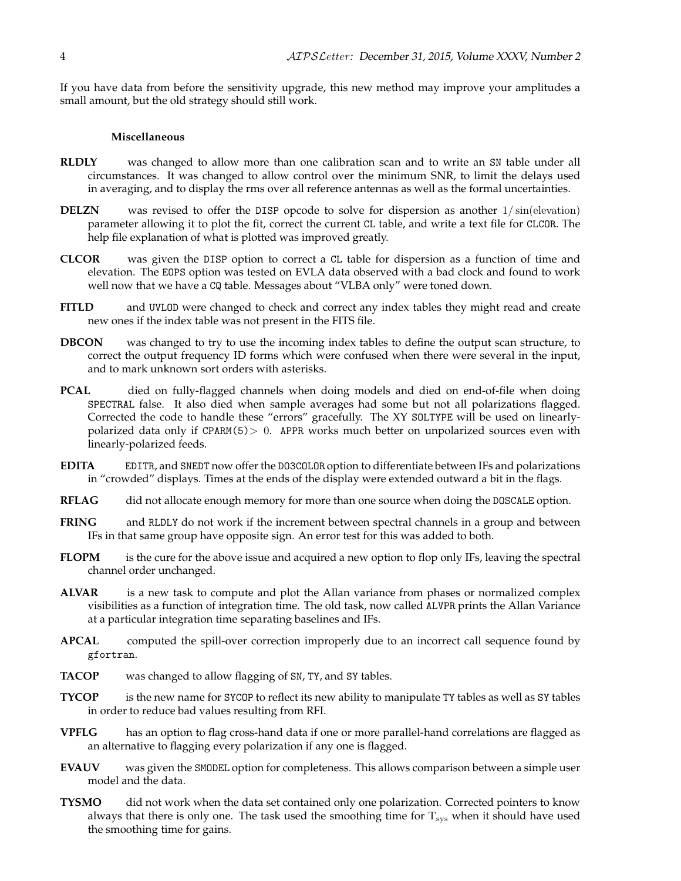If you have data from before the sensitivity upgrade, this new method may improve your amplitudes a small amount, but the old strategy should still work.

#### Miscellaneous

**RLDLY** was changed to allow more than one calibration scan and to write an SN table under all circumstances. It was changed to allow control over the minimum SNR, to limit the delays used in averaging, and to display the rms over all reference antennas as well as the formal uncertainties.

**DELZN** was revised to offer the DISP opcode to solve for dispersion as another $1/\sin(\text{elevation})$ parameter allowing it to plot the fit, correct the current CL table, and write a text file for CLCOR. The help file explanation of what is plotted was improved greatly.

**CLCOR** was given the DISP option to correct a CL table for dispersion as a function of time and elevation. The EOPS option was tested on EVLA data observed with a bad clock and found to work well now that we have a CQ table. Messages about "VLBA only" were toned down.

**FITLD** and UVLOD were changed to check and correct any index tables they might read and create new ones if the index table was not present in the FITS file.

**DBCON** was changed to try to use the incoming index tables to define the output scan structure, to correct the output frequency ID forms which were confused when there were several in the input, and to mark unknown sort orders with asterisks.

**PCAL** died on fully-flagged channels when doing models and died on end-of-file when doing SPECTRAL false. It also died when sample averages had some but not all polarizations flagged. Corrected the code to handle these "errors" gracefully. The XY SOLTYPE will be used on linearly-polarized data only if CPARM(5)$>0$. APPR works much better on unpolarized sources even with linearly-polarized feeds.

**EDITA** EDITR, and SNEDT now offer the DO3COLOR option to differentiate between IFs and polarizations in "crowded" displays. Times at the ends of the display were extended outward a bit in the flags.

**RFLAG** did not allocate enough memory for more than one source when doing the DOSCALE option.

**FRING** and RLDLY do not work if the increment between spectral channels in a group and between IFs in that same group have opposite sign. An error test for this was added to both.

**FLOPM** is the cure for the above issue and acquired a new option to flop only IFs, leaving the spectral channel order unchanged.

**ALVAR** is a new task to compute and plot the Allan variance from phases or normalized complex visibilities as a function of integration time. The old task, now called ALVPR prints the Allan Variance at a particular integration time separating baselines and IFs.

**APCAL** computed the spill-over correction improperly due to an incorrect call sequence found by gfortran.

**TACOP** was changed to allow flagging of SN, TY, and SY tables.

**TYCOP** is the new name for SYCOP to reflect its new ability to manipulate TY tables as well as SY tables in order to reduce bad values resulting from RFI.

**VPFLG** has an option to flag cross-hand data if one or more parallel-hand correlations are flagged as an alternative to flagging every polarization if any one is flagged.

**EVAUV** was given the SMODEL option for completeness. This allows comparison between a simple user model and the data.

**TYSMO** did not work when the data set contained only one polarization. Corrected pointers to know always that there is only one. The task used the smoothing time for $T_{sys}$ when it should have used the smoothing time for gains.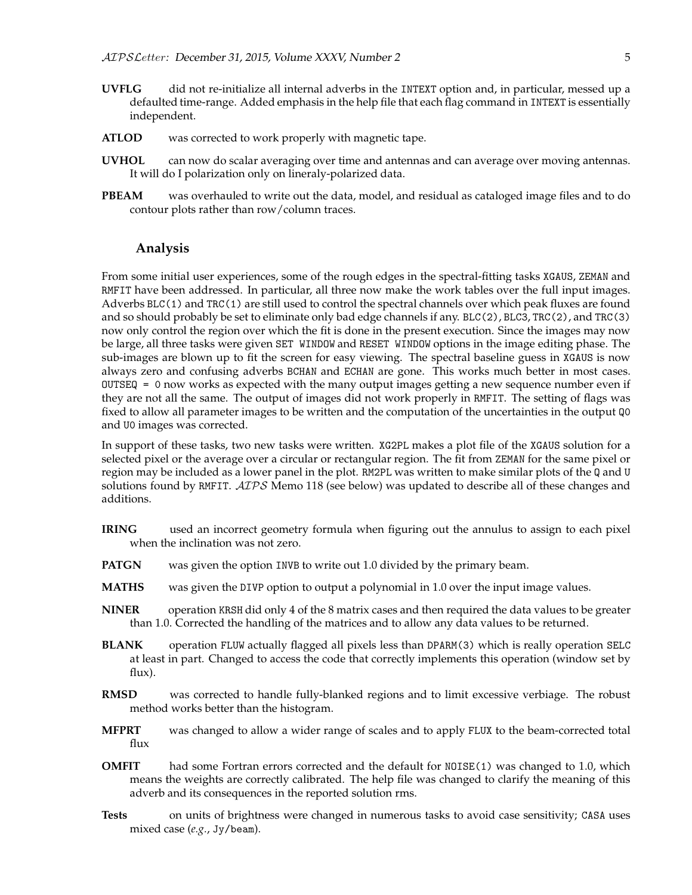**UVFLG** did not re-initialize all internal adverbs in the INTEXT option and, in particular, messed up a defaulted time-range. Added emphasis in the help file that each flag command in INTEXT is essentially independent.

**ATLOD** was corrected to work properly with magnetic tape.

**UVHOL** can now do scalar averaging over time and antennas and can average over moving antennas. It will do I polarization only on lineraly-polarized data.

**PBEAM** was overhauled to write out the data, model, and residual as cataloged image files and to do contour plots rather than row/column traces.

## Analysis

From some initial user experiences, some of the rough edges in the spectral-fitting tasks XGAUS, ZEMAN and RMFIT have been addressed. In particular, all three now make the work tables over the full input images. Adverbs BLC(1) and TRC(1) are still used to control the spectral channels over which peak fluxes are found and so should probably be set to eliminate only bad edge channels if any. BLC(2), BLC3, TRC(2), and TRC(3) now only control the region over which the fit is done in the present execution. Since the images may now be large, all three tasks were given SET WINDOW and RESET WINDOW options in the image editing phase. The sub-images are blown up to fit the screen for easy viewing. The spectral baseline guess in XGAUS is now always zero and confusing adverbs BCHAN and ECHAN are gone. This works much better in most cases. OUTSEQ = 0 now works as expected with the many output images getting a new sequence number even if they are not all the same. The output of images did not work properly in RMFIT. The setting of flags was fixed to allow all parameter images to be written and the computation of the uncertainties in the output Q0 and U0 images was corrected.

In support of these tasks, two new tasks were written. XG2PL makes a plot file of the XGAUS solution for a selected pixel or the average over a circular or rectangular region. The fit from ZEMAN for the same pixel or region may be included as a lower panel in the plot. RM2PL was written to make similar plots of the Q and U solutions found by RMFIT. *AIPS* Memo 118 (see below) was updated to describe all of these changes and additions.

**IRING** used an incorrect geometry formula when figuring out the annulus to assign to each pixel when the inclination was not zero.

**PATGN** was given the option INVB to write out 1.0 divided by the primary beam.

**MATHS** was given the DIVP option to output a polynomial in 1.0 over the input image values.

**NINER** operation KRSH did only 4 of the 8 matrix cases and then required the data values to be greater than 1.0. Corrected the handling of the matrices and to allow any data values to be returned.

**BLANK** operation FLUW actually flagged all pixels less than DPARM(3) which is really operation SELC at least in part. Changed to access the code that correctly implements this operation (window set by flux).

**RMSD** was corrected to handle fully-blanked regions and to limit excessive verbiage. The robust method works better than the histogram.

**MFPRT** was changed to allow a wider range of scales and to apply FLUX to the beam-corrected total flux

**OMFIT** had some Fortran errors corrected and the default for NOISE(1) was changed to 1.0, which means the weights are correctly calibrated. The help file was changed to clarify the meaning of this adverb and its consequences in the reported solution rms.

**Tests** on units of brightness were changed in numerous tasks to avoid case sensitivity; CASA uses mixed case (*e.g.*, Jy/beam).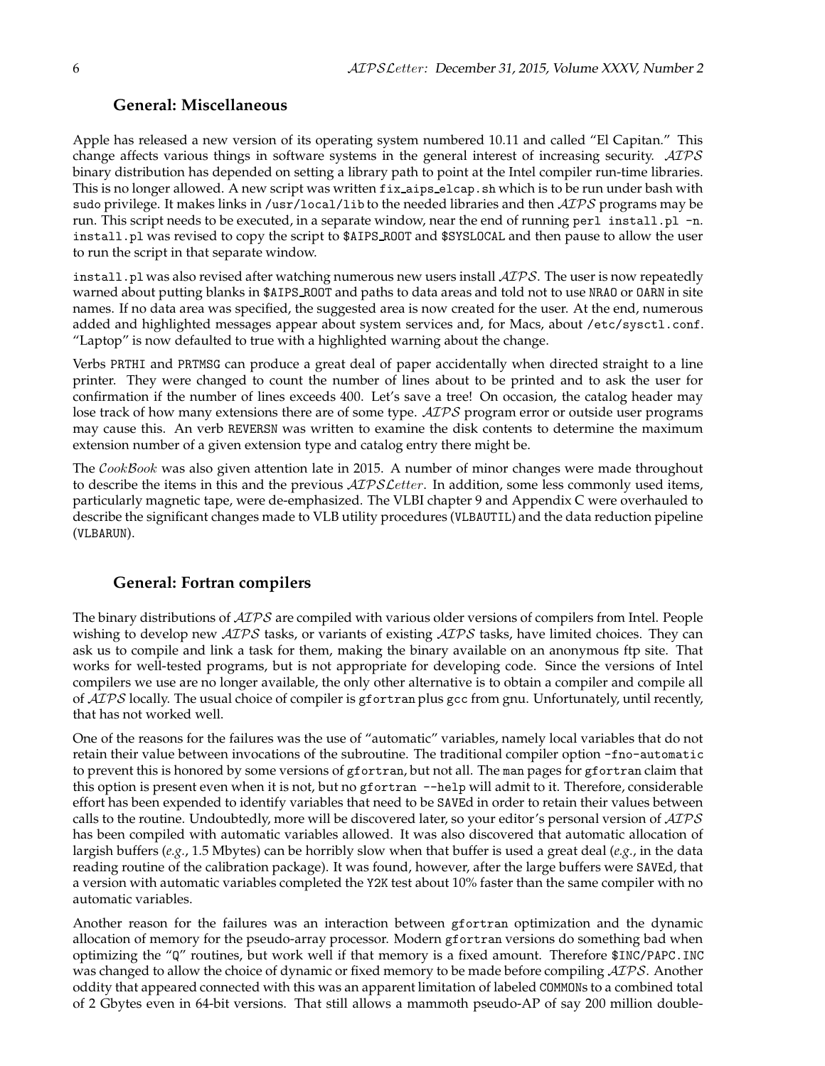### General: Miscellaneous

Apple has released a new version of its operating system numbered 10.11 and called "El Capitan." This change affects various things in software systems in the general interest of increasing security. *AIPS* binary distribution has depended on setting a library path to point at the Intel compiler run-time libraries. This is no longer allowed. A new script was written `fix_aips_elcap.sh` which is to be run under bash with `sudo` privilege. It makes links in `/usr/local/lib` to the needed libraries and then *AIPS* programs may be run. This script needs to be executed, in a separate window, near the end of running `perl install.pl -n`. `install.pl` was revised to copy the script to `$AIPS_ROOT` and `$SYSLOCAL` and then pause to allow the user to run the script in that separate window.

`install.pl` was also revised after watching numerous new users install *AIPS*. The user is now repeatedly warned about putting blanks in `$AIPS_ROOT` and paths to data areas and told not to use `NRAO` or `OARN` in site names. If no data area was specified, the suggested area is now created for the user. At the end, numerous added and highlighted messages appear about system services and, for Macs, about `/etc/sysctl.conf`. "Laptop" is now defaulted to true with a highlighted warning about the change.

Verbs `PRTHI` and `PRTMSG` can produce a great deal of paper accidentally when directed straight to a line printer. They were changed to count the number of lines about to be printed and to ask the user for confirmation if the number of lines exceeds 400. Let's save a tree! On occasion, the catalog header may lose track of how many extensions there are of some type. *AIPS* program error or outside user programs may cause this. An verb `REVERSN` was written to examine the disk contents to determine the maximum extension number of a given extension type and catalog entry there might be.

The *CookBook* was also given attention late in 2015. A number of minor changes were made throughout to describe the items in this and the previous *AIPSLetter*. In addition, some less commonly used items, particularly magnetic tape, were de-emphasized. The VLBI chapter 9 and Appendix C were overhauled to describe the significant changes made to VLB utility procedures (`VLBAUTIL`) and the data reduction pipeline (`VLBARUN`).

### General: Fortran compilers

The binary distributions of *AIPS* are compiled with various older versions of compilers from Intel. People wishing to develop new *AIPS* tasks, or variants of existing *AIPS* tasks, have limited choices. They can ask us to compile and link a task for them, making the binary available on an anonymous ftp site. That works for well-tested programs, but is not appropriate for developing code. Since the versions of Intel compilers we use are no longer available, the only other alternative is to obtain a compiler and compile all of *AIPS* locally. The usual choice of compiler is `gfortran` plus `gcc` from gnu. Unfortunately, until recently, that has not worked well.

One of the reasons for the failures was the use of "automatic" variables, namely local variables that do not retain their value between invocations of the subroutine. The traditional compiler option `-fno-automatic` to prevent this is honored by some versions of `gfortran`, but not all. The `man` pages for `gfortran` claim that this option is present even when it is not, but no `gfortran --help` will admit to it. Therefore, considerable effort has been expended to identify variables that need to be `SAVE`d in order to retain their values between calls to the routine. Undoubtedly, more will be discovered later, so your editor's personal version of *AIPS* has been compiled with automatic variables allowed. It was also discovered that automatic allocation of largish buffers (*e.g.*, 1.5 Mbytes) can be horribly slow when that buffer is used a great deal (*e.g.*, in the data reading routine of the calibration package). It was found, however, after the large buffers were `SAVE`d, that a version with automatic variables completed the `Y2K` test about 10% faster than the same compiler with no automatic variables.

Another reason for the failures was an interaction between `gfortran` optimization and the dynamic allocation of memory for the pseudo-array processor. Modern `gfortran` versions do something bad when optimizing the "`Q`" routines, but work well if that memory is a fixed amount. Therefore `$INC/PAPC.INC` was changed to allow the choice of dynamic or fixed memory to be made before compiling *AIPS*. Another oddity that appeared connected with this was an apparent limitation of labeled `COMMON`s to a combined total of 2 Gbytes even in 64-bit versions. That still allows a mammoth pseudo-AP of say 200 million double-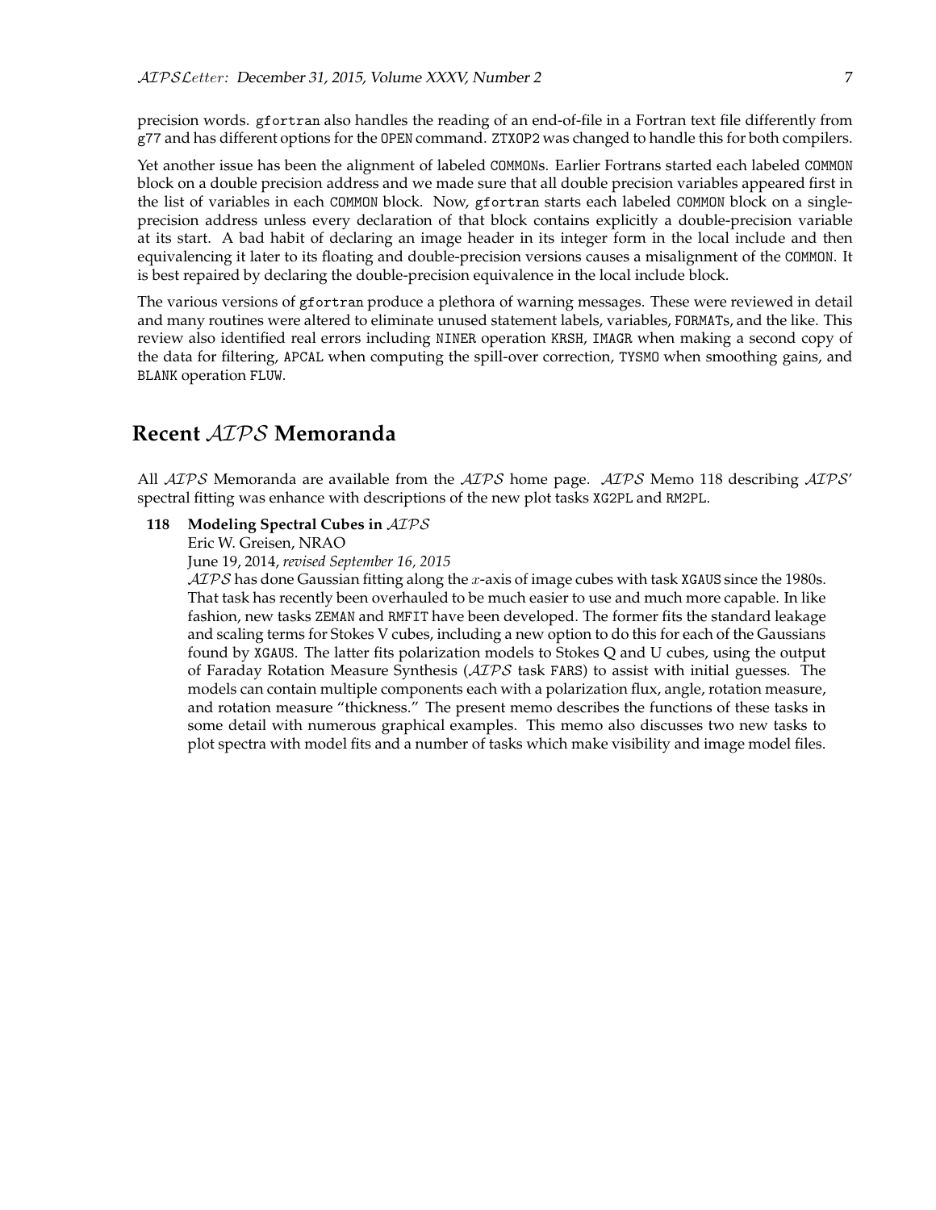precision words. gfortran also handles the reading of an end-of-file in a Fortran text file differently from g77 and has different options for the OPEN command. ZTXOP2 was changed to handle this for both compilers.

Yet another issue has been the alignment of labeled COMMONs. Earlier Fortrans started each labeled COMMON block on a double precision address and we made sure that all double precision variables appeared first in the list of variables in each COMMON block. Now, gfortran starts each labeled COMMON block on a single-precision address unless every declaration of that block contains explicitly a double-precision variable at its start. A bad habit of declaring an image header in its integer form in the local include and then equivalencing it later to its floating and double-precision versions causes a misalignment of the COMMON. It is best repaired by declaring the double-precision equivalence in the local include block.

The various versions of gfortran produce a plethora of warning messages. These were reviewed in detail and many routines were altered to eliminate unused statement labels, variables, FORMATs, and the like. This review also identified real errors including NINER operation KRSH, IMAGR when making a second copy of the data for filtering, APCAL when computing the spill-over correction, TYSMO when smoothing gains, and BLANK operation FLUW.

## Recent *AIPS* Memoranda

All *AIPS* Memoranda are available from the *AIPS* home page. *AIPS* Memo 118 describing *AIPS*' spectral fitting was enhance with descriptions of the new plot tasks XG2PL and RM2PL.

**118 Modeling Spectral Cubes in *AIPS***
Eric W. Greisen, NRAO
June 19, 2014, *revised September 16, 2015*
*AIPS* has done Gaussian fitting along the $x$-axis of image cubes with task XGAUS since the 1980s. That task has recently been overhauled to be much easier to use and much more capable. In like fashion, new tasks ZEMAN and RMFIT have been developed. The former fits the standard leakage and scaling terms for Stokes V cubes, including a new option to do this for each of the Gaussians found by XGAUS. The latter fits polarization models to Stokes Q and U cubes, using the output of Faraday Rotation Measure Synthesis (*AIPS* task FARS) to assist with initial guesses. The models can contain multiple components each with a polarization flux, angle, rotation measure, and rotation measure "thickness." The present memo describes the functions of these tasks in some detail with numerous graphical examples. This memo also discusses two new tasks to plot spectra with model fits and a number of tasks which make visibility and image model files.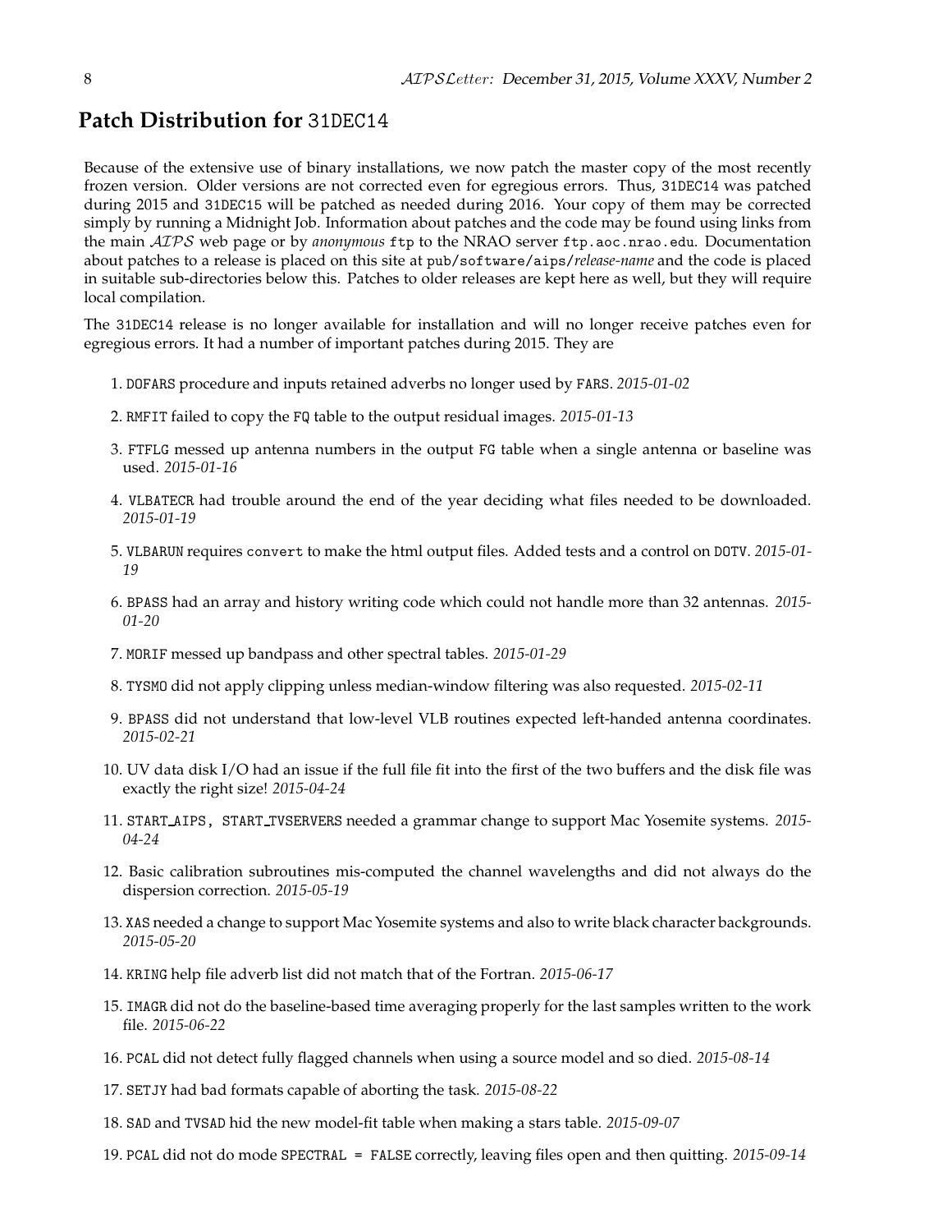## Patch Distribution for 31DEC14

Because of the extensive use of binary installations, we now patch the master copy of the most recently frozen version. Older versions are not corrected even for egregious errors. Thus, 31DEC14 was patched during 2015 and 31DEC15 will be patched as needed during 2016. Your copy of them may be corrected simply by running a Midnight Job. Information about patches and the code may be found using links from the main *AIPS* web page or by *anonymous* ftp to the NRAO server ftp.aoc.nrao.edu. Documentation about patches to a release is placed on this site at pub/software/aips/*release-name* and the code is placed in suitable sub-directories below this. Patches to older releases are kept here as well, but they will require local compilation.

The 31DEC14 release is no longer available for installation and will no longer receive patches even for egregious errors. It had a number of important patches during 2015. They are

1. DOFARS procedure and inputs retained adverbs no longer used by FARS. *2015-01-02*
2. RMFIT failed to copy the FQ table to the output residual images. *2015-01-13*
3. FTFLG messed up antenna numbers in the output FG table when a single antenna or baseline was used. *2015-01-16*
4. VLBATECR had trouble around the end of the year deciding what files needed to be downloaded. *2015-01-19*
5. VLBARUN requires convert to make the html output files. Added tests and a control on DOTV. *2015-01-19*
6. BPASS had an array and history writing code which could not handle more than 32 antennas. *2015-01-20*
7. MORIF messed up bandpass and other spectral tables. *2015-01-29*
8. TYSMO did not apply clipping unless median-window filtering was also requested. *2015-02-11*
9. BPASS did not understand that low-level VLB routines expected left-handed antenna coordinates. *2015-02-21*
10. UV data disk I/O had an issue if the full file fit into the first of the two buffers and the disk file was exactly the right size! *2015-04-24*
11. START_AIPS, START_TVSERVERS needed a grammar change to support Mac Yosemite systems. *2015-04-24*
12. Basic calibration subroutines mis-computed the channel wavelengths and did not always do the dispersion correction. *2015-05-19*
13. XAS needed a change to support Mac Yosemite systems and also to write black character backgrounds. *2015-05-20*
14. KRING help file adverb list did not match that of the Fortran. *2015-06-17*
15. IMAGR did not do the baseline-based time averaging properly for the last samples written to the work file. *2015-06-22*
16. PCAL did not detect fully flagged channels when using a source model and so died. *2015-08-14*
17. SETJY had bad formats capable of aborting the task. *2015-08-22*
18. SAD and TVSAD hid the new model-fit table when making a stars table. *2015-09-07*
19. PCAL did not do mode SPECTRAL = FALSE correctly, leaving files open and then quitting. *2015-09-14*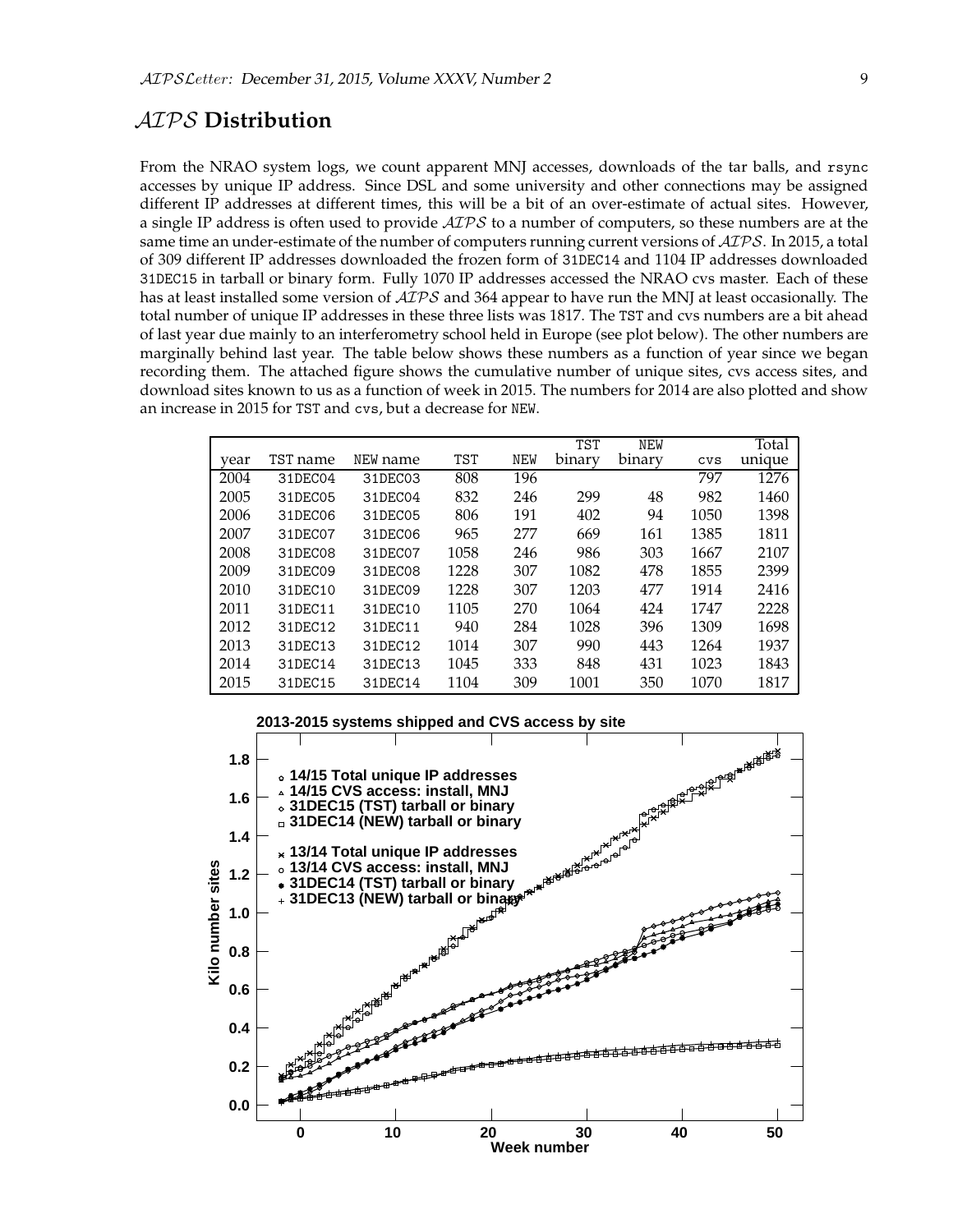## *AIPS* Distribution

From the NRAO system logs, we count apparent MNJ accesses, downloads of the tar balls, and rsync accesses by unique IP address. Since DSL and some university and other connections may be assigned different IP addresses at different times, this will be a bit of an over-estimate of actual sites. However, a single IP address is often used to provide *AIPS* to a number of computers, so these numbers are at the same time an under-estimate of the number of computers running current versions of *AIPS*. In 2015, a total of 309 different IP addresses downloaded the frozen form of 31DEC14 and 1104 IP addresses downloaded 31DEC15 in tarball or binary form. Fully 1070 IP addresses accessed the NRAO cvs master. Each of these has at least installed some version of *AIPS* and 364 appear to have run the MNJ at least occasionally. The total number of unique IP addresses in these three lists was 1817. The TST and cvs numbers are a bit ahead of last year due mainly to an interferometry school held in Europe (see plot below). The other numbers are marginally behind last year. The table below shows these numbers as a function of year since we began recording them. The attached figure shows the cumulative number of unique sites, cvs access sites, and download sites known to us as a function of week in 2015. The numbers for 2014 are also plotted and show an increase in 2015 for TST and cvs, but a decrease for NEW.

| year | TST name | NEW name | TST | NEW | TST binary | NEW binary | cvs | Total unique |
|---|---|---|---|---|---|---|---|---|
| 2004 | 31DEC04 | 31DEC03 | 808 | 196 | | | 797 | 1276 |
| 2005 | 31DEC05 | 31DEC04 | 832 | 246 | 299 | 48 | 982 | 1460 |
| 2006 | 31DEC06 | 31DEC05 | 806 | 191 | 402 | 94 | 1050 | 1398 |
| 2007 | 31DEC07 | 31DEC06 | 965 | 277 | 669 | 161 | 1385 | 1811 |
| 2008 | 31DEC08 | 31DEC07 | 1058 | 246 | 986 | 303 | 1667 | 2107 |
| 2009 | 31DEC09 | 31DEC08 | 1228 | 307 | 1082 | 478 | 1855 | 2399 |
| 2010 | 31DEC10 | 31DEC09 | 1228 | 307 | 1203 | 477 | 1914 | 2416 |
| 2011 | 31DEC11 | 31DEC10 | 1105 | 270 | 1064 | 424 | 1747 | 2228 |
| 2012 | 31DEC12 | 31DEC11 | 940 | 284 | 1028 | 396 | 1309 | 1698 |
| 2013 | 31DEC13 | 31DEC12 | 1014 | 307 | 990 | 443 | 1264 | 1937 |
| 2014 | 31DEC14 | 31DEC13 | 1045 | 333 | 848 | 431 | 1023 | 1843 |
| 2015 | 31DEC15 | 31DEC14 | 1104 | 309 | 1001 | 350 | 1070 | 1817 |

**2013-2015 systems shipped and CVS access by site**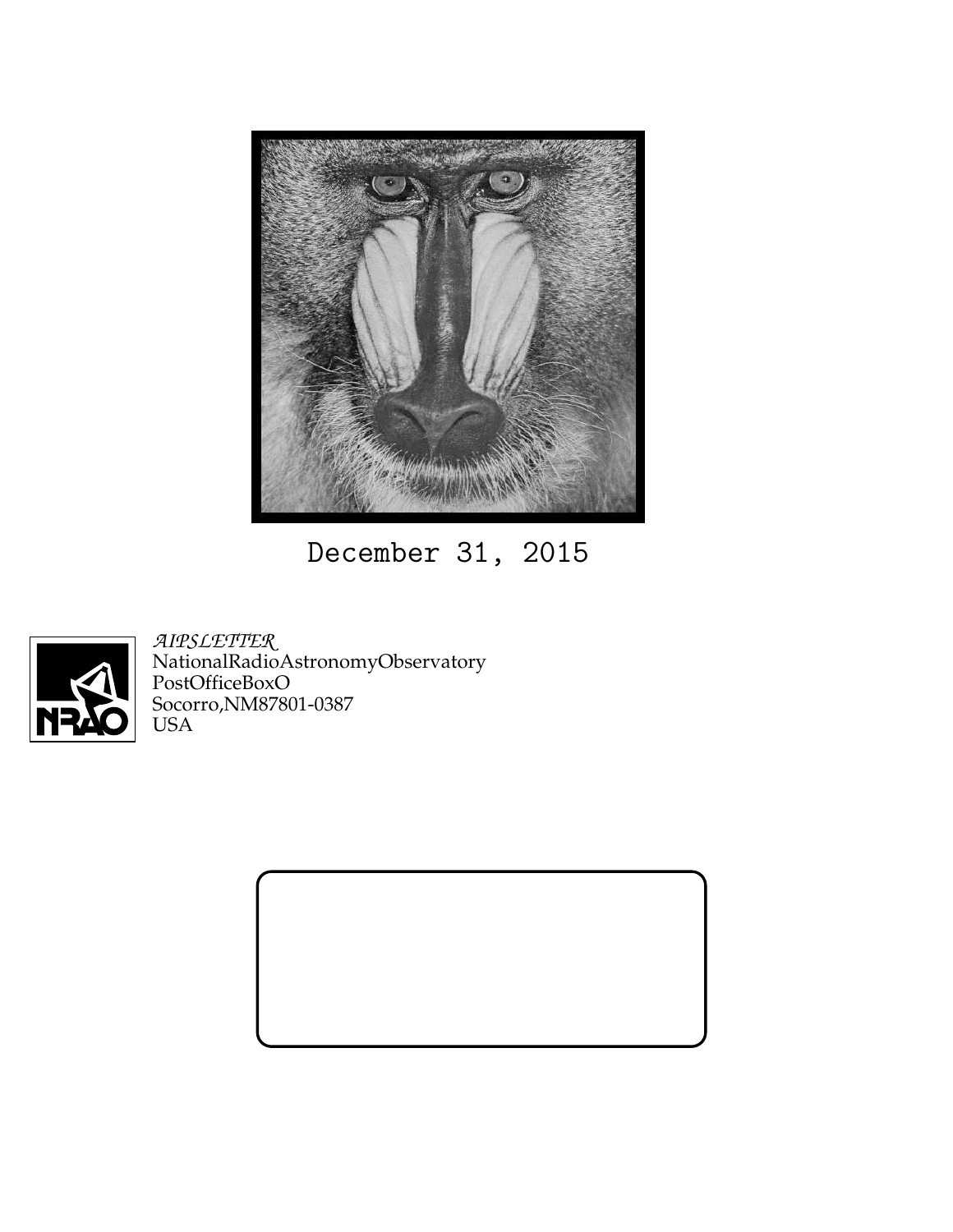December 31, 2015

*AIPSLETTER*
NationalRadioAstronomyObservatory
PostOfficeBoxO
Socorro,NM87801-0387
USA